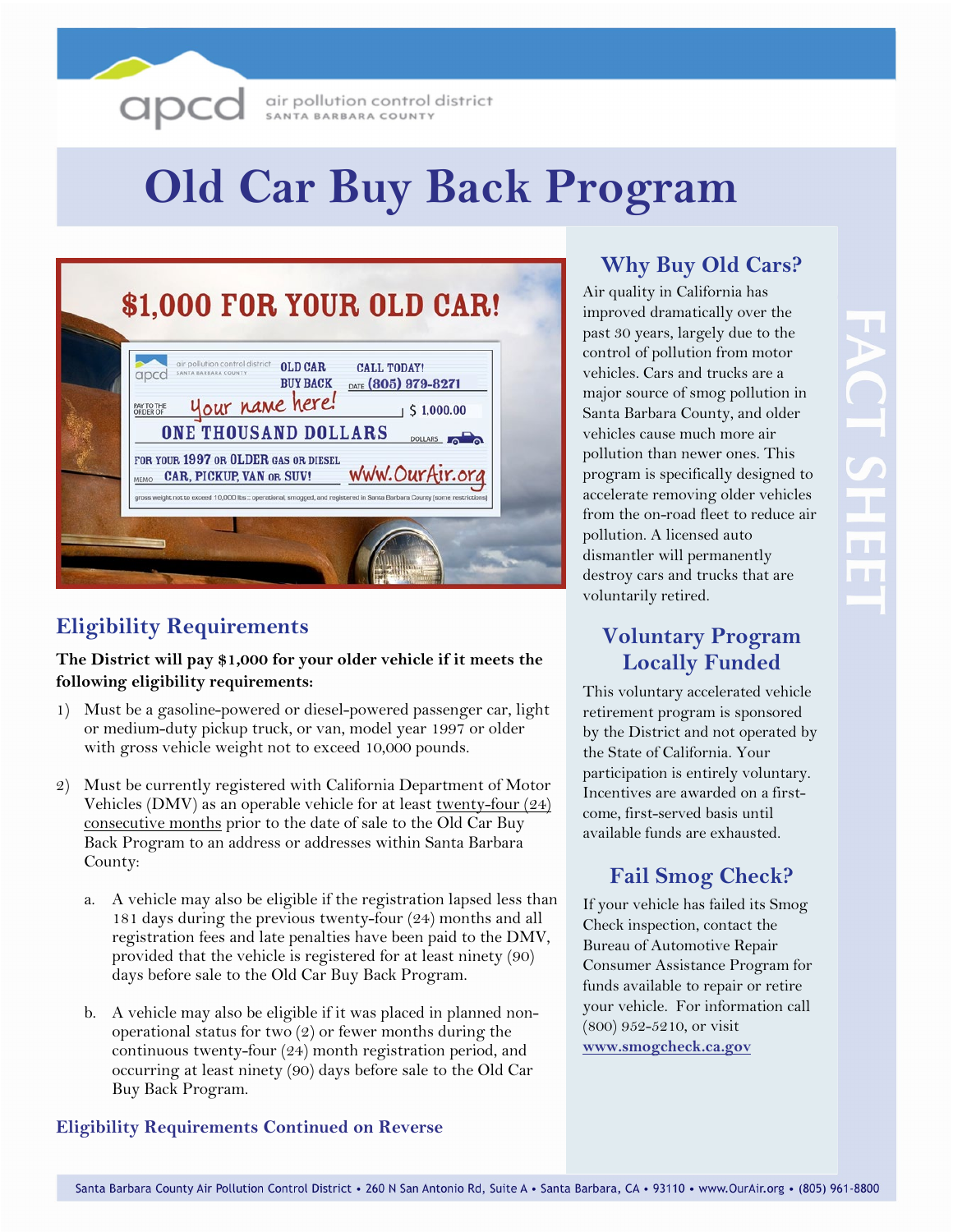apcd air pollution control district SANTA BARBARA COUNTY

# Old Car Buy Back Program

$1,000 FOR YOUR OLD CAR!

OLD CAR BUY BACK — CALL TODAY! (805) 979-8271

PAY TO THE ORDER OF: Your name here! $ 1,000.00

ONE THOUSAND DOLLARS

FOR YOUR 1997 OR OLDER GAS OR DIESEL CAR, PICKUP, VAN OR SUV! www.OurAir.org

gross weight not to exceed 10,000 lbs :: operational, smogged, and registered in Santa Barbara County (some restrictions)

## Eligibility Requirements

**The District will pay $1,000 for your older vehicle if it meets the following eligibility requirements:**

1) Must be a gasoline-powered or diesel-powered passenger car, light or medium-duty pickup truck, or van, model year 1997 or older with gross vehicle weight not to exceed 10,000 pounds.

2) Must be currently registered with California Department of Motor Vehicles (DMV) as an operable vehicle for at least twenty-four (24) consecutive months prior to the date of sale to the Old Car Buy Back Program to an address or addresses within Santa Barbara County:

   a. A vehicle may also be eligible if the registration lapsed less than 181 days during the previous twenty-four (24) months and all registration fees and late penalties have been paid to the DMV, provided that the vehicle is registered for at least ninety (90) days before sale to the Old Car Buy Back Program.

   b. A vehicle may also be eligible if it was placed in planned non-operational status for two (2) or fewer months during the continuous twenty-four (24) month registration period, and occurring at least ninety (90) days before sale to the Old Car Buy Back Program.

**Eligibility Requirements Continued on Reverse**

## Why Buy Old Cars?

Air quality in California has improved dramatically over the past 30 years, largely due to the control of pollution from motor vehicles. Cars and trucks are a major source of smog pollution in Santa Barbara County, and older vehicles cause much more air pollution than newer ones. This program is specifically designed to accelerate removing older vehicles from the on-road fleet to reduce air pollution. A licensed auto dismantler will permanently destroy cars and trucks that are voluntarily retired.

## Voluntary Program Locally Funded

This voluntary accelerated vehicle retirement program is sponsored by the District and not operated by the State of California. Your participation is entirely voluntary. Incentives are awarded on a first-come, first-served basis until available funds are exhausted.

## Fail Smog Check?

If your vehicle has failed its Smog Check inspection, contact the Bureau of Automotive Repair Consumer Assistance Program for funds available to repair or retire your vehicle. For information call (800) 952-5210, or visit www.smogcheck.ca.gov

FACT SHEET

Santa Barbara County Air Pollution Control District • 260 N San Antonio Rd, Suite A • Santa Barbara, CA • 93110 • www.OurAir.org • (805) 961-8800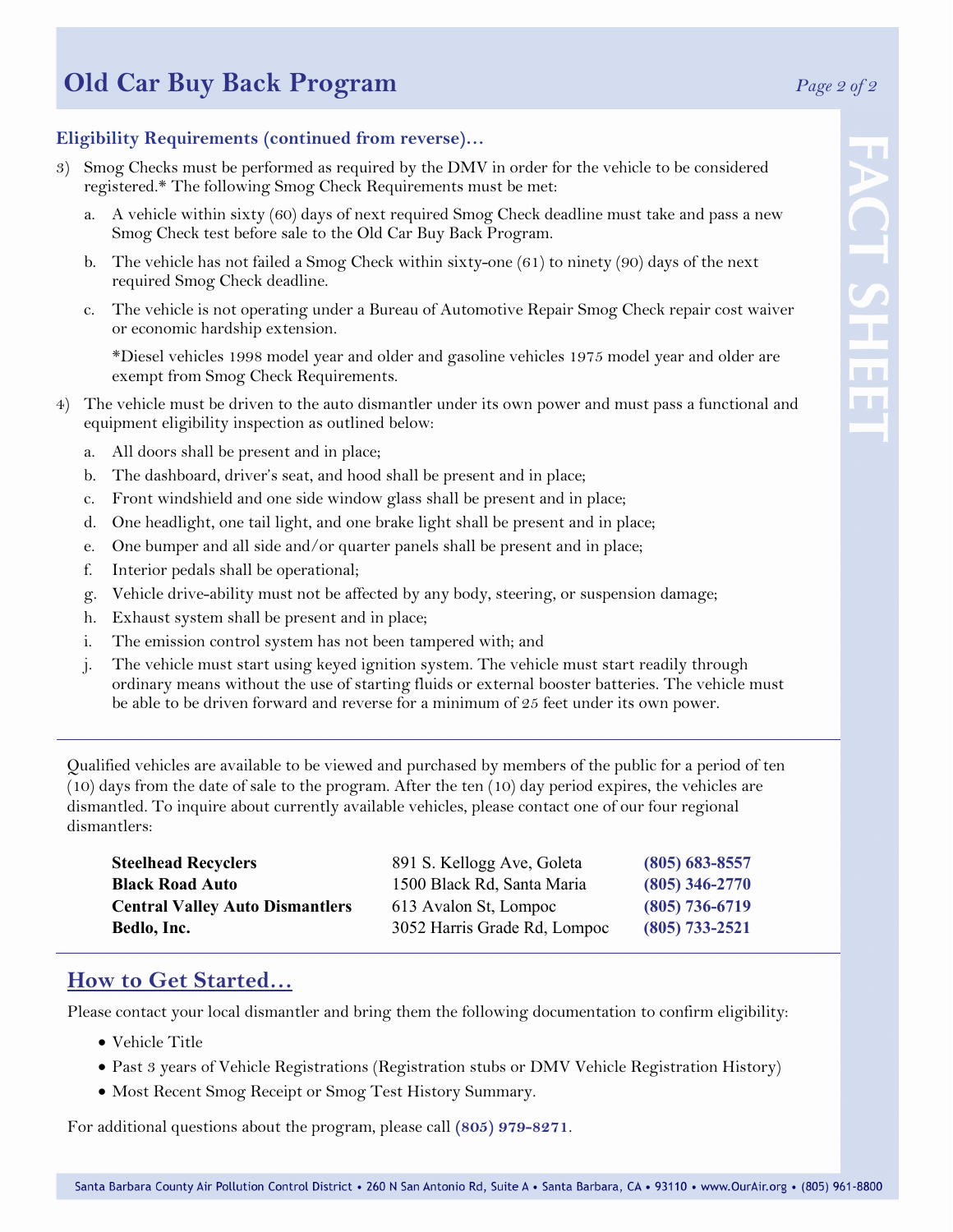# Old Car Buy Back Program

### Eligibility Requirements (continued from reverse)…

3) Smog Checks must be performed as required by the DMV in order for the vehicle to be considered registered.* The following Smog Check Requirements must be met:

   a. A vehicle within sixty (60) days of next required Smog Check deadline must take and pass a new Smog Check test before sale to the Old Car Buy Back Program.

   b. The vehicle has not failed a Smog Check within sixty-one (61) to ninety (90) days of the next required Smog Check deadline.

   c. The vehicle is not operating under a Bureau of Automotive Repair Smog Check repair cost waiver or economic hardship extension.

   *Diesel vehicles 1998 model year and older and gasoline vehicles 1975 model year and older are exempt from Smog Check Requirements.

4) The vehicle must be driven to the auto dismantler under its own power and must pass a functional and equipment eligibility inspection as outlined below:

   a. All doors shall be present and in place;
   b. The dashboard, driver's seat, and hood shall be present and in place;
   c. Front windshield and one side window glass shall be present and in place;
   d. One headlight, one tail light, and one brake light shall be present and in place;
   e. One bumper and all side and/or quarter panels shall be present and in place;
   f. Interior pedals shall be operational;
   g. Vehicle drive-ability must not be affected by any body, steering, or suspension damage;
   h. Exhaust system shall be present and in place;
   i. The emission control system has not been tampered with; and
   j. The vehicle must start using keyed ignition system. The vehicle must start readily through ordinary means without the use of starting fluids or external booster batteries. The vehicle must be able to be driven forward and reverse for a minimum of 25 feet under its own power.

Qualified vehicles are available to be viewed and purchased by members of the public for a period of ten (10) days from the date of sale to the program. After the ten (10) day period expires, the vehicles are dismantled. To inquire about currently available vehicles, please contact one of our four regional dismantlers:

| | | |
|---|---|---|
| **Steelhead Recyclers** | 891 S. Kellogg Ave, Goleta | **(805) 683-8557** |
| **Black Road Auto** | 1500 Black Rd, Santa Maria | **(805) 346-2770** |
| **Central Valley Auto Dismantlers** | 613 Avalon St, Lompoc | **(805) 736-6719** |
| **Bedlo, Inc.** | 3052 Harris Grade Rd, Lompoc | **(805) 733-2521** |

## How to Get Started…

Please contact your local dismantler and bring them the following documentation to confirm eligibility:

- Vehicle Title
- Past 3 years of Vehicle Registrations (Registration stubs or DMV Vehicle Registration History)
- Most Recent Smog Receipt or Smog Test History Summary.

For additional questions about the program, please call **(805) 979-8271**.

Santa Barbara County Air Pollution Control District • 260 N San Antonio Rd, Suite A • Santa Barbara, CA • 93110 • www.OurAir.org • (805) 961-8800